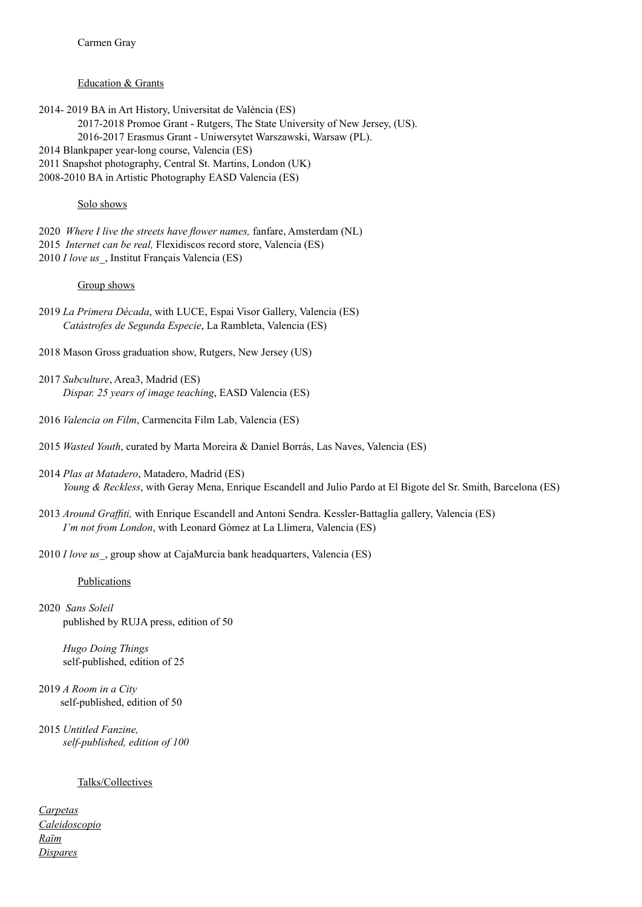Carmen Gray

## Education & Grants

2014- 2019 BA in Art History, Universitat de València (ES)
    2017-2018 Promoe Grant - Rutgers, The State University of New Jersey, (US).
    2016-2017 Erasmus Grant - Uniwersytet Warszawski, Warsaw (PL).
2014 Blankpaper year-long course, Valencia (ES)
2011 Snapshot photography, Central St. Martins, London (UK)
2008-2010 BA in Artistic Photography EASD Valencia (ES)

## Solo shows

2020 *Where I live the streets have flower names,* fanfare, Amsterdam (NL)
2015 *Internet can be real,* Flexidiscos record store, Valencia (ES)
2010 *I love us_*, Institut Français Valencia (ES)

## Group shows

2019 *La Primera Década*, with LUCE, Espai Visor Gallery, Valencia (ES)
    *Catástrofes de Segunda Especie*, La Rambleta, Valencia (ES)

2018 Mason Gross graduation show, Rutgers, New Jersey (US)

2017 *Subculture*, Area3, Madrid (ES)
    *Dispar. 25 years of image teaching*, EASD Valencia (ES)

2016 *Valencia on Film*, Carmencita Film Lab, Valencia (ES)

2015 *Wasted Youth*, curated by Marta Moreira & Daniel Borrás, Las Naves, Valencia (ES)

2014 *Plas at Matadero*, Matadero, Madrid (ES)
    *Young & Reckless*, with Geray Mena, Enrique Escandell and Julio Pardo at El Bigote del Sr. Smith, Barcelona (ES)

2013 *Around Graffiti,* with Enrique Escandell and Antoni Sendra. Kessler-Battaglia gallery, Valencia (ES)
    *I'm not from London*, with Leonard Gómez at La Llimera, Valencia (ES)

2010 *I love us_*, group show at CajaMurcia bank headquarters, Valencia (ES)

## Publications

2020 *Sans Soleil*
    published by RUJA press, edition of 50

    *Hugo Doing Things*
    self-published, edition of 25

2019 *A Room in a City*
    self-published, edition of 50

2015 *Untitled Fanzine,*
    *self-published, edition of 100*

## Talks/Collectives

*Carpetas*
*Caleidoscopio*
*Raïm*
*Dispares*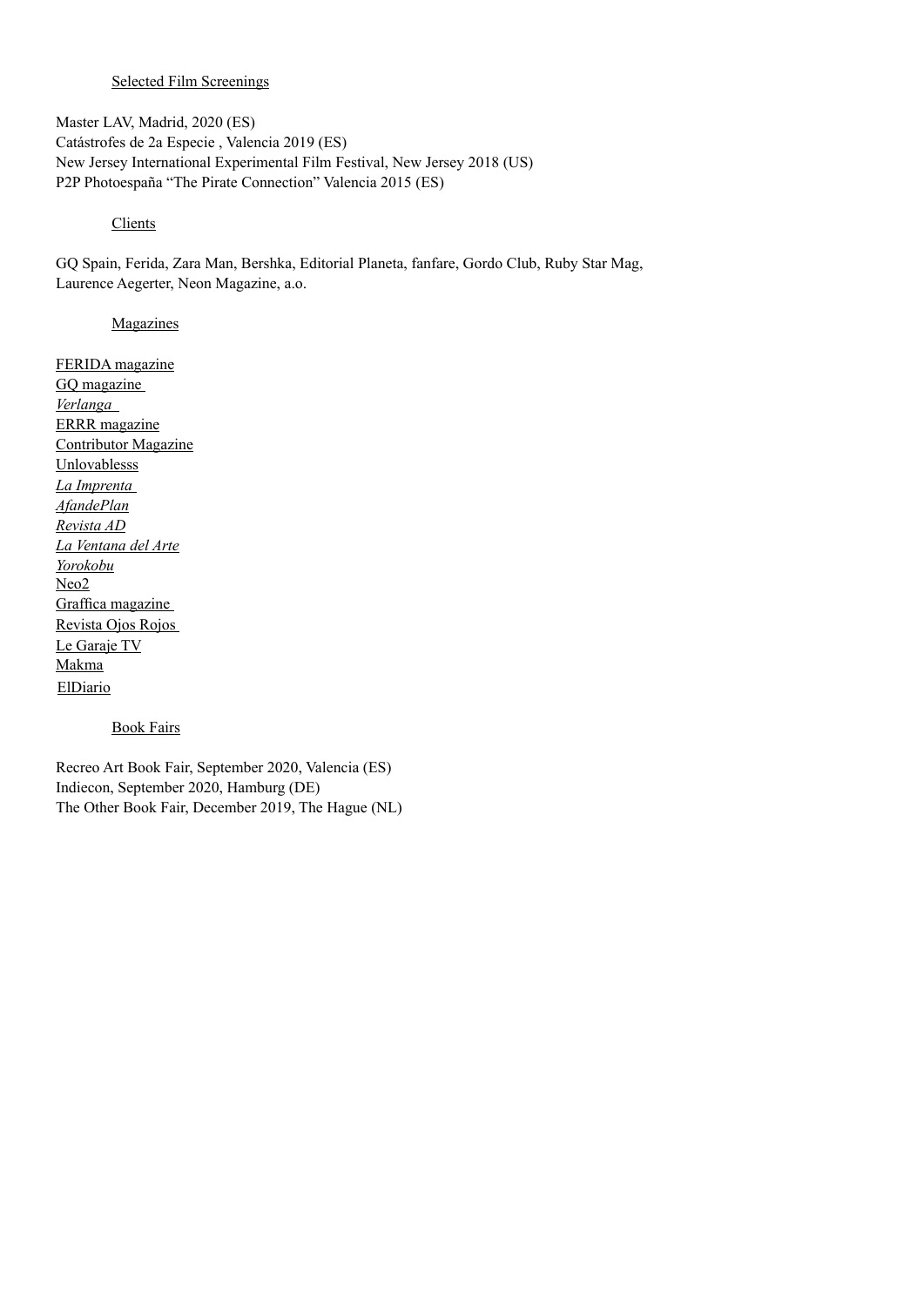## Selected Film Screenings

Master LAV, Madrid, 2020 (ES)
Catástrofes de 2a Especie , Valencia 2019 (ES)
New Jersey International Experimental Film Festival, New Jersey 2018 (US)
P2P Photoespaña "The Pirate Connection" Valencia 2015 (ES)

## Clients

GQ Spain, Ferida, Zara Man, Bershka, Editorial Planeta, fanfare, Gordo Club, Ruby Star Mag, Laurence Aegerter, Neon Magazine, a.o.

## Magazines

FERIDA magazine
GQ magazine
*Verlanga*
ERRR magazine
Contributor Magazine
Unlovablesss
*La Imprenta*
*AfandePlan*
*Revista AD*
*La Ventana del Arte*
*Yorokobu*
Neo2
Graffica magazine
Revista Ojos Rojos
Le Garaje TV
Makma
ElDiario

## Book Fairs

Recreo Art Book Fair, September 2020, Valencia (ES)
Indiecon, September 2020, Hamburg (DE)
The Other Book Fair, December 2019, The Hague (NL)